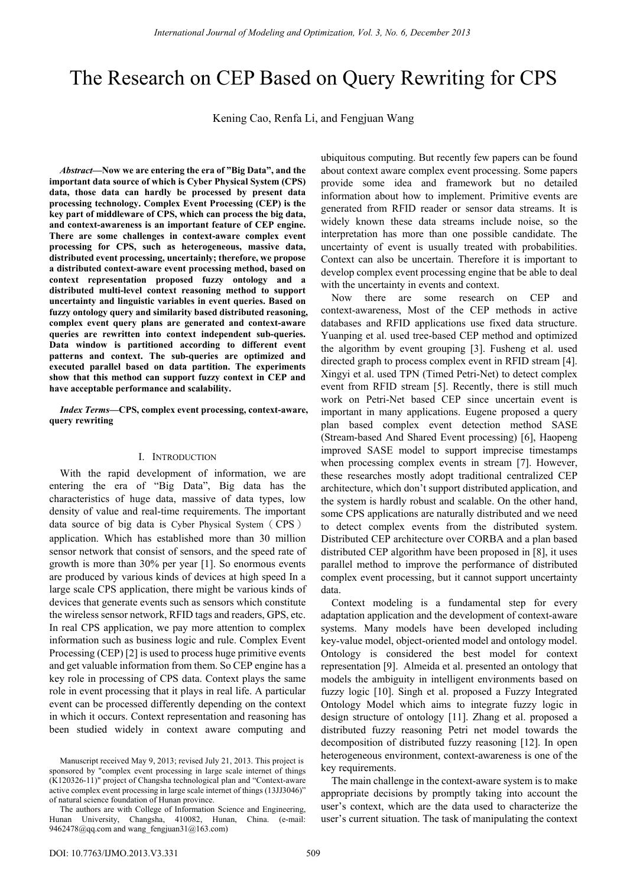# The Research on CEP Based on Query Rewriting for CPS

Kening Cao, Renfa Li, and Fengjuan Wang

***Abstract*—Now we are entering the era of "Big Data", and the important data source of which is Cyber Physical System (CPS) data, those data can hardly be processed by present data processing technology. Complex Event Processing (CEP) is the key part of middleware of CPS, which can process the big data, and context-awareness is an important feature of CEP engine. There are some challenges in context-aware complex event processing for CPS, such as heterogeneous, massive data, distributed event processing, uncertainly; therefore, we propose a distributed context-aware event processing method, based on context representation proposed fuzzy ontology and a distributed multi-level context reasoning method to support uncertainty and linguistic variables in event queries. Based on fuzzy ontology query and similarity based distributed reasoning, complex event query plans are generated and context-aware queries are rewritten into context independent sub-queries. Data window is partitioned according to different event patterns and context. The sub-queries are optimized and executed parallel based on data partition. The experiments show that this method can support fuzzy context in CEP and have acceptable performance and scalability.**

***Index Terms*—CPS, complex event processing, context-aware, query rewriting**

## I. Introduction

With the rapid development of information, we are entering the era of "Big Data", Big data has the characteristics of huge data, massive of data types, low density of value and real-time requirements. The important data source of big data is Cyber Physical System（CPS） application. Which has established more than 30 million sensor network that consist of sensors, and the speed rate of growth is more than 30% per year [1]. So enormous events are produced by various kinds of devices at high speed In a large scale CPS application, there might be various kinds of devices that generate events such as sensors which constitute the wireless sensor network, RFID tags and readers, GPS, etc. In real CPS application, we pay more attention to complex information such as business logic and rule. Complex Event Processing (CEP) [2] is used to process huge primitive events and get valuable information from them. So CEP engine has a key role in processing of CPS data. Context plays the same role in event processing that it plays in real life. A particular event can be processed differently depending on the context in which it occurs. Context representation and reasoning has been studied widely in context aware computing and ubiquitous computing. But recently few papers can be found about context aware complex event processing. Some papers provide some idea and framework but no detailed information about how to implement. Primitive events are generated from RFID reader or sensor data streams. It is widely known these data streams include noise, so the interpretation has more than one possible candidate. The uncertainty of event is usually treated with probabilities. Context can also be uncertain. Therefore it is important to develop complex event processing engine that be able to deal with the uncertainty in events and context.

Now there are some research on CEP and context-awareness, Most of the CEP methods in active databases and RFID applications use fixed data structure. Yuanping et al. used tree-based CEP method and optimized the algorithm by event grouping [3]. Fusheng et al. used directed graph to process complex event in RFID stream [4]. Xingyi et al. used TPN (Timed Petri-Net) to detect complex event from RFID stream [5]. Recently, there is still much work on Petri-Net based CEP since uncertain event is important in many applications. Eugene proposed a query plan based complex event detection method SASE (Stream-based And Shared Event processing) [6], Haopeng improved SASE model to support imprecise timestamps when processing complex events in stream [7]. However, these researches mostly adopt traditional centralized CEP architecture, which don't support distributed application, and the system is hardly robust and scalable. On the other hand, some CPS applications are naturally distributed and we need to detect complex events from the distributed system. Distributed CEP architecture over CORBA and a plan based distributed CEP algorithm have been proposed in [8], it uses parallel method to improve the performance of distributed complex event processing, but it cannot support uncertainty data.

Context modeling is a fundamental step for every adaptation application and the development of context-aware systems. Many models have been developed including key-value model, object-oriented model and ontology model. Ontology is considered the best model for context representation [9]. Almeida et al. presented an ontology that models the ambiguity in intelligent environments based on fuzzy logic [10]. Singh et al. proposed a Fuzzy Integrated Ontology Model which aims to integrate fuzzy logic in design structure of ontology [11]. Zhang et al. proposed a distributed fuzzy reasoning Petri net model towards the decomposition of distributed fuzzy reasoning [12]. In open heterogeneous environment, context-awareness is one of the key requirements.

The main challenge in the context-aware system is to make appropriate decisions by promptly taking into account the user's context, which are the data used to characterize the user's current situation. The task of manipulating the context

Manuscript received May 9, 2013; revised July 21, 2013. This project is sponsored by "complex event processing in large scale internet of things (K120326-11)" project of Changsha technological plan and "Context-aware active complex event processing in large scale internet of things (13JJ3046)" of natural science foundation of Hunan province.

The authors are with College of Information Science and Engineering, Hunan University, Changsha, 410082, Hunan, China. (e-mail: 9462478@qq.com and wang_fengjuan31@163.com)

DOI: 10.7763/IJMO.2013.V3.331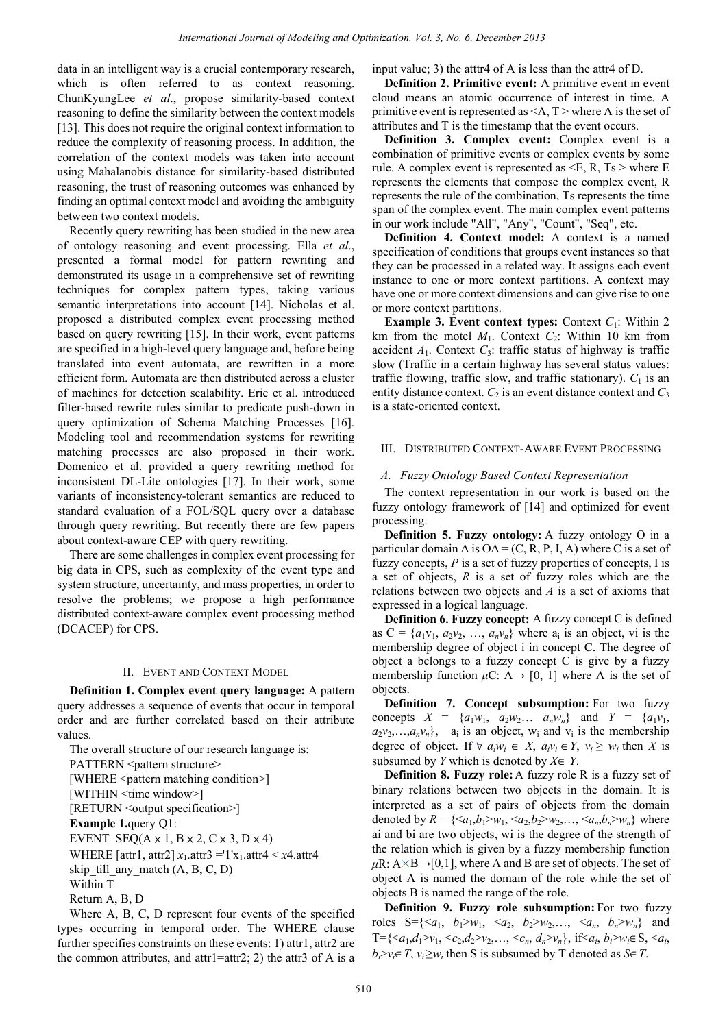data in an intelligent way is a crucial contemporary research, which is often referred to as context reasoning. ChunKyungLee *et al*., propose similarity-based context reasoning to define the similarity between the context models [13]. This does not require the original context information to reduce the complexity of reasoning process. In addition, the correlation of the context models was taken into account using Mahalanobis distance for similarity-based distributed reasoning, the trust of reasoning outcomes was enhanced by finding an optimal context model and avoiding the ambiguity between two context models.

Recently query rewriting has been studied in the new area of ontology reasoning and event processing. Ella *et al*., presented a formal model for pattern rewriting and demonstrated its usage in a comprehensive set of rewriting techniques for complex pattern types, taking various semantic interpretations into account [14]. Nicholas et al. proposed a distributed complex event processing method based on query rewriting [15]. In their work, event patterns are specified in a high-level query language and, before being translated into event automata, are rewritten in a more efficient form. Automata are then distributed across a cluster of machines for detection scalability. Eric et al. introduced filter-based rewrite rules similar to predicate push-down in query optimization of Schema Matching Processes [16]. Modeling tool and recommendation systems for rewriting matching processes are also proposed in their work. Domenico et al. provided a query rewriting method for inconsistent DL-Lite ontologies [17]. In their work, some variants of inconsistency-tolerant semantics are reduced to standard evaluation of a FOL/SQL query over a database through query rewriting. But recently there are few papers about context-aware CEP with query rewriting.

There are some challenges in complex event processing for big data in CPS, such as complexity of the event type and system structure, uncertainty, and mass properties, in order to resolve the problems; we propose a high performance distributed context-aware complex event processing method (DCACEP) for CPS.

## II. Event and Context Model

**Definition 1. Complex event query language:** A pattern query addresses a sequence of events that occur in temporal order and are further correlated based on their attribute values.

The overall structure of our research language is:

PATTERN <pattern structure>

[WHERE <pattern matching condition>]

[WITHIN <time window>]

[RETURN <output specification>]

**Example 1.**query Q1:

EVENT SEQ(A × 1, B × 2, C × 3, D × 4)

WHERE [attr1, attr2] $x_1$.attr3 ='1'$x_1$.attr4 < $x$4.attr4

skip_till_any_match (A, B, C, D)

Within T

Return A, B, D

Where A, B, C, D represent four events of the specified types occurring in temporal order. The WHERE clause further specifies constraints on these events: 1) attr1, attr2 are the common attributes, and attr1=attr2; 2) the attr3 of A is a input value; 3) the atttr4 of A is less than the attr4 of D.

**Definition 2. Primitive event:** A primitive event in event cloud means an atomic occurrence of interest in time. A primitive event is represented as <A, T > where A is the set of attributes and T is the timestamp that the event occurs.

**Definition 3. Complex event:** Complex event is a combination of primitive events or complex events by some rule. A complex event is represented as <E, R, Ts > where E represents the elements that compose the complex event, R represents the rule of the combination, Ts represents the time span of the complex event. The main complex event patterns in our work include "All", "Any", "Count", "Seq", etc.

**Definition 4. Context model:** A context is a named specification of conditions that groups event instances so that they can be processed in a related way. It assigns each event instance to one or more context partitions. A context may have one or more context dimensions and can give rise to one or more context partitions.

**Example 3. Event context types:** Context $C_1$: Within 2 km from the motel $M_1$. Context $C_2$: Within 10 km from accident $A_1$. Context $C_3$: traffic status of highway is traffic slow (Traffic in a certain highway has several status values: traffic flowing, traffic slow, and traffic stationary). $C_1$ is an entity distance context. $C_2$ is an event distance context and $C_3$ is a state-oriented context.

## III. Distributed Context-Aware Event Processing

### A. Fuzzy Ontology Based Context Representation

The context representation in our work is based on the fuzzy ontology framework of [14] and optimized for event processing.

**Definition 5. Fuzzy ontology:** A fuzzy ontology O in a particular domain Δ is OΔ = (C, R, P, I, A) where C is a set of fuzzy concepts, *P* is a set of fuzzy properties of concepts, I is a set of objects, *R* is a set of fuzzy roles which are the relations between two objects and *A* is a set of axioms that expressed in a logical language.

**Definition 6. Fuzzy concept:** A fuzzy concept C is defined as C = $\{a_1v_1, a_2v_2, …, a_nv_n\}$ where $a_i$ is an object, vi is the membership degree of object i in concept C. The degree of object a belongs to a fuzzy concept C is give by a fuzzy membership function $\mu$C: A→ [0, 1] where A is the set of objects.

**Definition 7. Concept subsumption:** For two fuzzy concepts $X = \{a_1w_1, a_2w_2… a_nw_n\}$ and $Y = \{a_1v_1, a_2v_2,…,a_nv_n\}$, $a_i$ is an object, $w_i$ and $v_i$ is the membership degree of object. If $\forall\ a_iw_i \in X$, $a_iv_i \in Y$, $v_i \geq w_i$ then $X$ is subsumed by $Y$ which is denoted by $X \in Y$.

**Definition 8. Fuzzy role:** A fuzzy role R is a fuzzy set of binary relations between two objects in the domain. It is interpreted as a set of pairs of objects from the domain denoted by $R = \{<a_1,b_1>w_1, <a_2,b_2>w_2,…, <a_n,b_n>w_n\}$ where ai and bi are two objects, wi is the degree of the strength of the relation which is given by a fuzzy membership function $\mu$R: A×B→[0,1], where A and B are set of objects. The set of object A is named the domain of the role while the set of objects B is named the range of the role.

**Definition 9. Fuzzy role subsumption:** For two fuzzy roles $S=\{<a_1, b_1>w_1, <a_2, b_2>w_2,…, <a_n, b_n>w_n\}$ and $T=\{<a_1,d_1>v_1, <c_2,d_2>v_2,…, <c_n, d_n>v_n\}$, if$<a_i, b_i>w_i \in S$, $<a_i, b_i>v_i \in T$, $v_i \geq w_i$ then S is subsumed by T denoted as $S \in T$.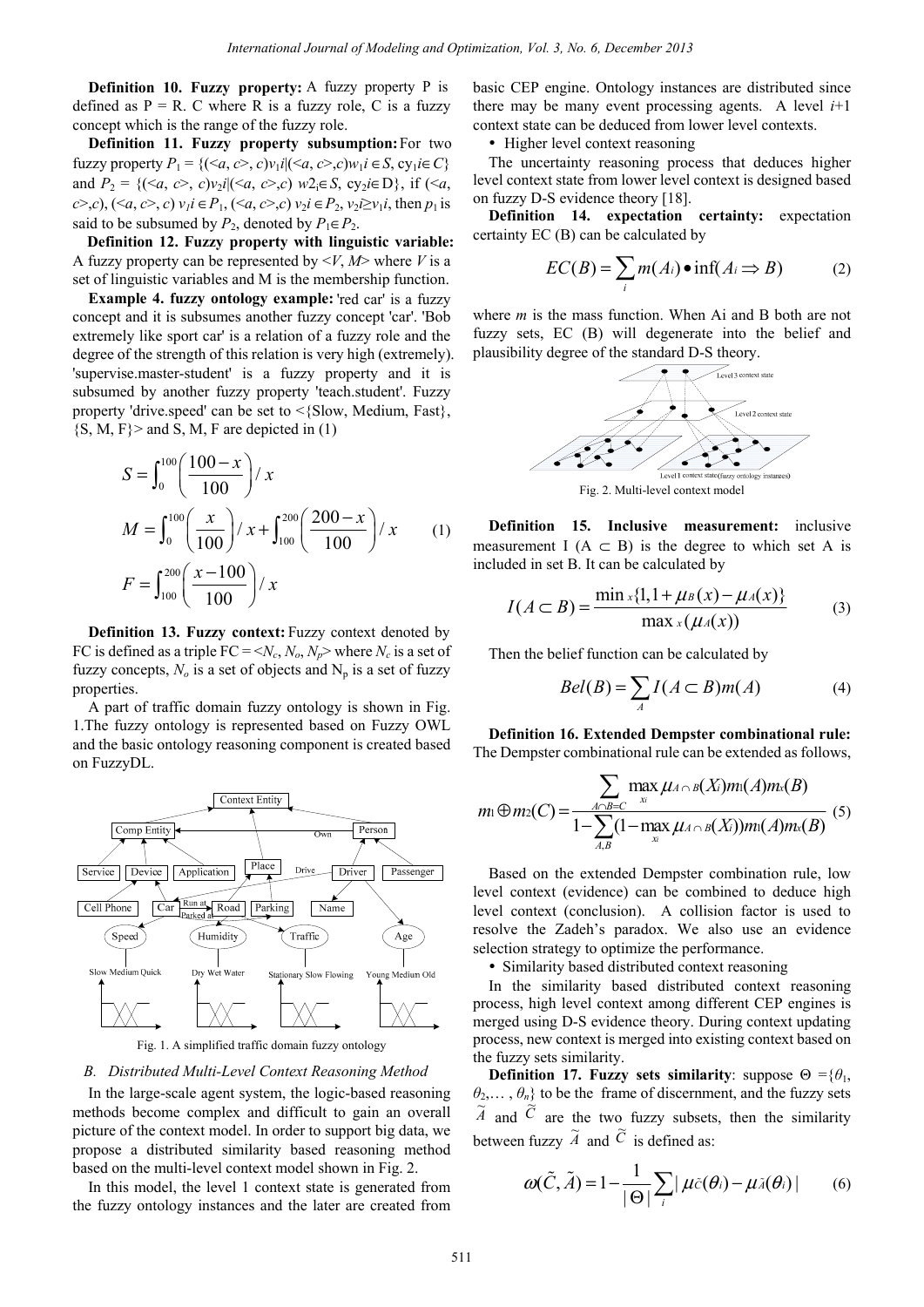**Definition 10. Fuzzy property:** A fuzzy property P is defined as P = R. C where R is a fuzzy role, C is a fuzzy concept which is the range of the fuzzy role.

**Definition 11. Fuzzy property subsumption:** For two fuzzy property $P_1 = \{(<a, c>, c)v_1i|(<a, c>,c)w_1i \in S, cy_1i \in C\}$ and $P_2 = \{(<a, c>, c)v_2i|(<a, c>,c)\ w2_i \in S, cy_2i \in D\}$, if $(<a, c>,c), (<a, c>, c)\ v_1i \in P_1, (<a, c>,c)\ v_2i \in P_2, v_2i \geq v_1i$, then $p_1$ is said to be subsumed by $P_2$, denoted by $P_1 \in P_2$.

**Definition 12. Fuzzy property with linguistic variable:** A fuzzy property can be represented by $<V, M>$ where $V$ is a set of linguistic variables and M is the membership function.

**Example 4. fuzzy ontology example:** 'red car' is a fuzzy concept and it is subsumes another fuzzy concept 'car'. 'Bob extremely like sport car' is a relation of a fuzzy role and the degree of the strength of this relation is very high (extremely). 'supervise.master-student' is a fuzzy property and it is subsumed by another fuzzy property 'teach.student'. Fuzzy property 'drive.speed' can be set to <{Slow, Medium, Fast}, {S, M, F}> and S, M, F are depicted in (1)

$$
\begin{aligned}
S &= \int_0^{100} \left( \frac{100 - x}{100} \right) / x \\
M &= \int_0^{100} \left( \frac{x}{100} \right) / x + \int_{100}^{200} \left( \frac{200 - x}{100} \right) / x \\
F &= \int_{100}^{200} \left( \frac{x - 100}{100} \right) / x
\end{aligned}
\tag{1}
$$

**Definition 13. Fuzzy context:** Fuzzy context denoted by FC is defined as a triple FC = $<N_c, N_o, N_p>$ where $N_c$ is a set of fuzzy concepts, $N_o$ is a set of objects and $N_p$ is a set of fuzzy properties.

A part of traffic domain fuzzy ontology is shown in Fig. 1.The fuzzy ontology is represented based on Fuzzy OWL and the basic ontology reasoning component is created based on FuzzyDL.

Fig. 1. A simplified traffic domain fuzzy ontology

### B. Distributed Multi-Level Context Reasoning Method

In the large-scale agent system, the logic-based reasoning methods become complex and difficult to gain an overall picture of the context model. In order to support big data, we propose a distributed similarity based reasoning method based on the multi-level context model shown in Fig. 2.

In this model, the level 1 context state is generated from the fuzzy ontology instances and the later are created from basic CEP engine. Ontology instances are distributed since there may be many event processing agents. A level $i$+1 context state can be deduced from lower level contexts.

- Higher level context reasoning

The uncertainty reasoning process that deduces higher level context state from lower level context is designed based on fuzzy D-S evidence theory [18].

**Definition 14. expectation certainty:** expectation certainty EC (B) can be calculated by

$$
EC(B) = \sum_i m(A_i) \bullet \inf(A_i \Rightarrow B) \tag{2}
$$

where $m$ is the mass function. When Ai and B both are not fuzzy sets, EC (B) will degenerate into the belief and plausibility degree of the standard D-S theory.

Fig. 2. Multi-level context model

**Definition 15. Inclusive measurement:** inclusive measurement I (A $\subset$ B) is the degree to which set A is included in set B. It can be calculated by

$$
I(A \subset B) = \frac{\min_x \{1, 1 + \mu_B(x) - \mu_A(x)\}}{\max_x(\mu_A(x))} \tag{3}
$$

Then the belief function can be calculated by

$$
Bel(B) = \sum_A I(A \subset B) m(A) \tag{4}
$$

**Definition 16. Extended Dempster combinational rule:** The Dempster combinational rule can be extended as follows,

$$
m_1 \oplus m_2(C) = \frac{\sum_{A \cap B = C} \max_{x_i} \mu_{A \cap B}(X_i) m_1(A) m_x(B)}{1 - \sum_{A,B} (1 - \max_{x_i} \mu_{A \cap B}(X_i)) m_1(A) m_x(B)} \tag{5}
$$

Based on the extended Dempster combination rule, low level context (evidence) can be combined to deduce high level context (conclusion). A collision factor is used to resolve the Zadeh's paradox. We also use an evidence selection strategy to optimize the performance.

- Similarity based distributed context reasoning

In the similarity based distributed context reasoning process, high level context among different CEP engines is merged using D-S evidence theory. During context updating process, new context is merged into existing context based on the fuzzy sets similarity.

**Definition 17. Fuzzy sets similarity**: suppose $\Theta = \{\theta_1, \theta_2, \ldots, \theta_n\}$ to be the frame of discernment, and the fuzzy sets $\tilde{A}$ and $\tilde{C}$ are the two fuzzy subsets, then the similarity between fuzzy $\tilde{A}$ and $\tilde{C}$ is defined as:

$$
\omega(\tilde{C}, \tilde{A}) = 1 - \frac{1}{|\Theta|} \sum_i |\mu_{\tilde{C}}(\theta_i) - \mu_{\tilde{A}}(\theta_i)| \tag{6}
$$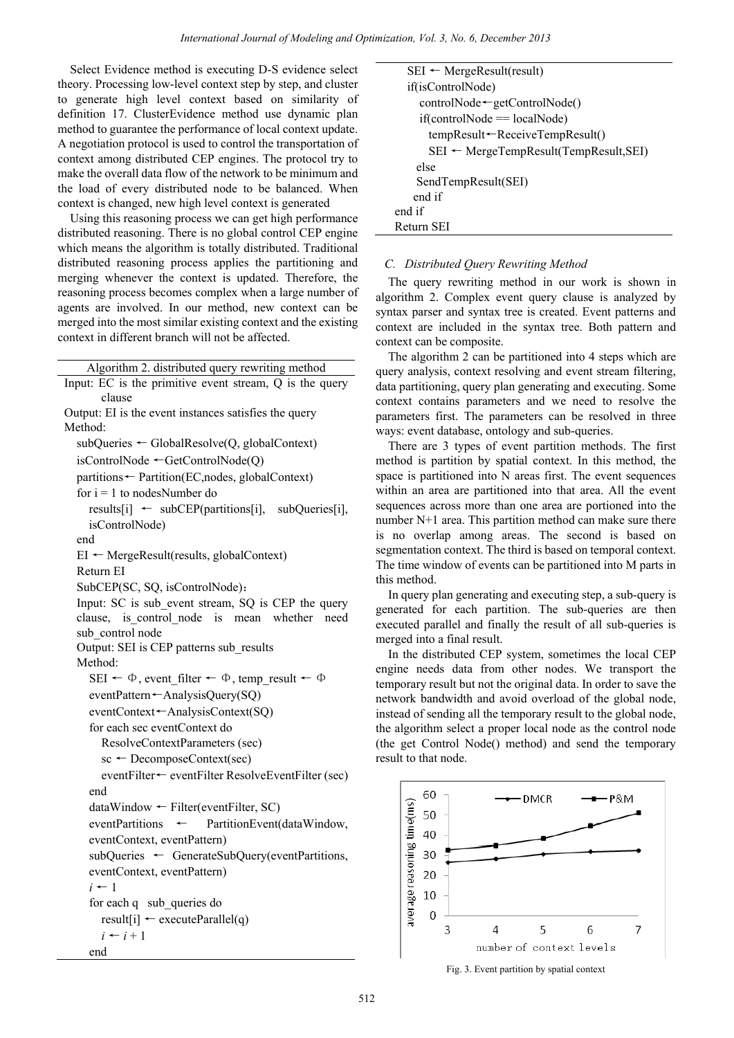Select Evidence method is executing D-S evidence select theory. Processing low-level context step by step, and cluster to generate high level context based on similarity of definition 17. ClusterEvidence method use dynamic plan method to guarantee the performance of local context update. A negotiation protocol is used to control the transportation of context among distributed CEP engines. The protocol try to make the overall data flow of the network to be minimum and the load of every distributed node to be balanced. When context is changed, new high level context is generated

Using this reasoning process we can get high performance distributed reasoning. There is no global control CEP engine which means the algorithm is totally distributed. Traditional distributed reasoning process applies the partitioning and merging whenever the context is updated. Therefore, the reasoning process becomes complex when a large number of agents are involved. In our method, new context can be merged into the most similar existing context and the existing context in different branch will not be affected.

```
Algorithm 2. distributed query rewriting method
Input: EC is the primitive event stream, Q is the query
       clause
Output: EI is the event instances satisfies the query
Method:
   subQueries ← GlobalResolve(Q, globalContext)
   isControlNode ←GetControlNode(Q)
   partitions← Partition(EC,nodes, globalContext)
   for i = 1 to nodesNumber do
      results[i] ← subCEP(partitions[i], subQueries[i],
      isControlNode)
   end
   EI ← MergeResult(results, globalContext)
   Return EI
   SubCEP(SC, SQ, isControlNode):
   Input: SC is sub_event stream, SQ is CEP the query
   clause, is_control_node is mean whether need
   sub_control node
   Output: SEI is CEP patterns sub_results
   Method:
      SEI ← Φ, event_filter ← Φ, temp_result ← Φ
      eventPattern←AnalysisQuery(SQ)
      eventContext←AnalysisContext(SQ)
      for each sec eventContext do
         ResolveContextParameters (sec)
         sc ← DecomposeContext(sec)
         eventFilter← eventFilter ResolveEventFilter (sec)
      end
      dataWindow ← Filter(eventFilter, SC)
      eventPartitions ← PartitionEvent(dataWindow,
      eventContext, eventPattern)
      subQueries ← GenerateSubQuery(eventPartitions,
      eventContext, eventPattern)
      i ← 1
      for each q  sub_queries do
         result[i] ← executeParallel(q)
         i ← i + 1
      end
      SEI ← MergeResult(result)
      if(isControlNode)
         controlNode←getControlNode()
         if(controlNode == localNode)
            tempResult←ReceiveTempResult()
            SEI ← MergeTempResult(TempResult,SEI)
         else
         SendTempResult(SEI)
         end if
      end if
      Return SEI
```

### C. Distributed Query Rewriting Method

The query rewriting method in our work is shown in algorithm 2. Complex event query clause is analyzed by syntax parser and syntax tree is created. Event patterns and context are included in the syntax tree. Both pattern and context can be composite.

The algorithm 2 can be partitioned into 4 steps which are query analysis, context resolving and event stream filtering, data partitioning, query plan generating and executing. Some context contains parameters and we need to resolve the parameters first. The parameters can be resolved in three ways: event database, ontology and sub-queries.

There are 3 types of event partition methods. The first method is partition by spatial context. In this method, the space is partitioned into N areas first. The event sequences within an area are partitioned into that area. All the event sequences across more than one area are portioned into the number N+1 area. This partition method can make sure there is no overlap among areas. The second is based on segmentation context. The third is based on temporal context. The time window of events can be partitioned into M parts in this method.

In query plan generating and executing step, a sub-query is generated for each partition. The sub-queries are then executed parallel and finally the result of all sub-queries is merged into a final result.

In the distributed CEP system, sometimes the local CEP engine needs data from other nodes. We transport the temporary result but not the original data. In order to save the network bandwidth and avoid overload of the global node, instead of sending all the temporary result to the global node, the algorithm select a proper local node as the control node (the get Control Node() method) and send the temporary result to that node.

Fig. 3. Event partition by spatial context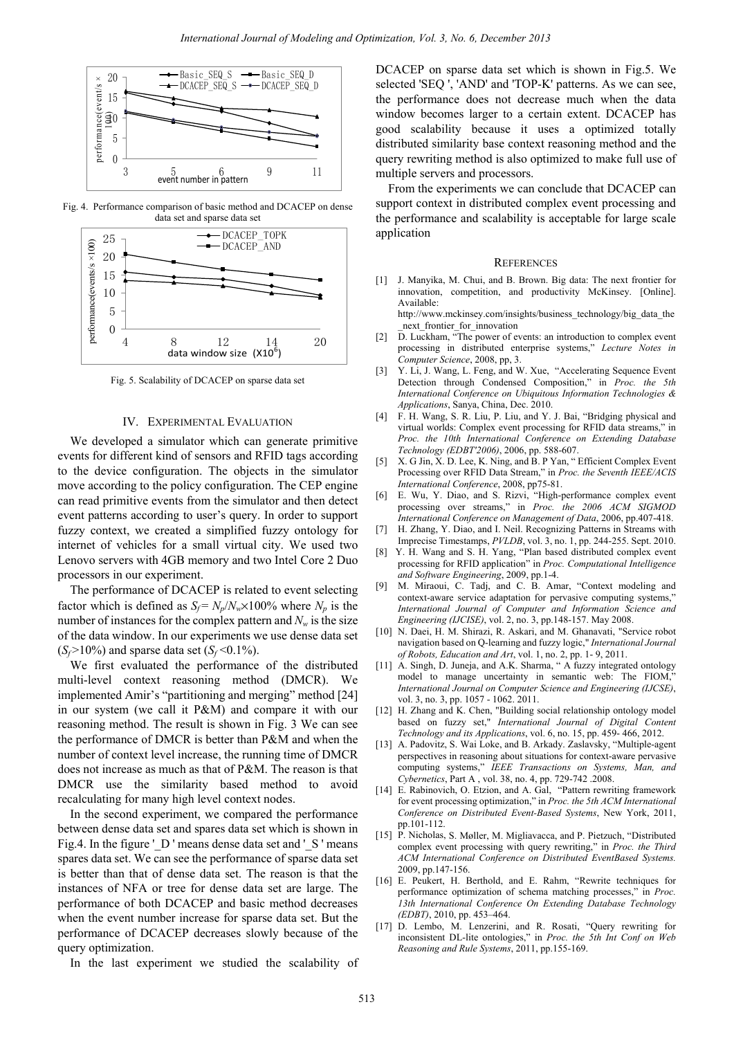Fig. 4. Performance comparison of basic method and DCACEP on dense data set and sparse data set

Fig. 5. Scalability of DCACEP on sparse data set

## IV. Experimental Evaluation

We developed a simulator which can generate primitive events for different kind of sensors and RFID tags according to the device configuration. The objects in the simulator move according to the policy configuration. The CEP engine can read primitive events from the simulator and then detect event patterns according to user's query. In order to support fuzzy context, we created a simplified fuzzy ontology for internet of vehicles for a small virtual city. We used two Lenovo servers with 4GB memory and two Intel Core 2 Duo processors in our experiment.

The performance of DCACEP is related to event selecting factor which is defined as $S_f = N_p/N_w \times 100\%$ where $N_p$ is the number of instances for the complex pattern and $N_w$ is the size of the data window. In our experiments we use dense data set ($S_f$>10%) and sparse data set ($S_f$<0.1%).

We first evaluated the performance of the distributed multi-level context reasoning method (DMCR). We implemented Amir's "partitioning and merging" method [24] in our system (we call it P&M) and compare it with our reasoning method. The result is shown in Fig. 3 We can see the performance of DMCR is better than P&M and when the number of context level increase, the running time of DMCR does not increase as much as that of P&M. The reason is that DMCR use the similarity based method to avoid recalculating for many high level context nodes.

In the second experiment, we compared the performance between dense data set and spares data set which is shown in Fig.4. In the figure '_D ' means dense data set and '_S ' means spares data set. We can see the performance of sparse data set is better than that of dense data set. The reason is that the instances of NFA or tree for dense data set are large. The performance of both DCACEP and basic method decreases when the event number increase for sparse data set. But the performance of DCACEP decreases slowly because of the query optimization.

In the last experiment we studied the scalability of DCACEP on sparse data set which is shown in Fig.5. We selected 'SEQ ', 'AND' and 'TOP-K' patterns. As we can see, the performance does not decrease much when the data window becomes larger to a certain extent. DCACEP has good scalability because it uses a optimized totally distributed similarity base context reasoning method and the query rewriting method is also optimized to make full use of multiple servers and processors.

From the experiments we can conclude that DCACEP can support context in distributed complex event processing and the performance and scalability is acceptable for large scale application

## References

[1] J. Manyika, M. Chui, and B. Brown. Big data: The next frontier for innovation, competition, and productivity McKinsey. [Online]. Available: http://www.mckinsey.com/insights/business_technology/big_data_the_next_frontier_for_innovation

[2] D. Luckham, "The power of events: an introduction to complex event processing in distributed enterprise systems," *Lecture Notes in Computer Science*, 2008, pp, 3.

[3] Y. Li, J. Wang, L. Feng, and W. Xue, "Accelerating Sequence Event Detection through Condensed Composition," in *Proc. the 5th International Conference on Ubiquitous Information Technologies & Applications*, Sanya, China, Dec. 2010.

[4] F. H. Wang, S. R. Liu, P. Liu, and Y. J. Bai, "Bridging physical and virtual worlds: Complex event processing for RFID data streams," in *Proc. the 10th International Conference on Extending Database Technology (EDBT'2006)*, 2006, pp. 588-607.

[5] X. G Jin, X. D. Lee, K. Ning, and B. P Yan, " Efficient Complex Event Processing over RFID Data Stream," in *Proc. the Seventh IEEE/ACIS International Conference*, 2008, pp75-81.

[6] E. Wu, Y. Diao, and S. Rizvi, "High-performance complex event processing over streams," in *Proc. the 2006 ACM SIGMOD International Conference on Management of Data*, 2006, pp.407-418.

[7] H. Zhang, Y. Diao, and I. Neil. Recognizing Patterns in Streams with Imprecise Timestamps, *PVLDB*, vol. 3, no. 1, pp. 244-255. Sept. 2010.

[8] Y. H. Wang and S. H. Yang, "Plan based distributed complex event processing for RFID application" in *Proc. Computational Intelligence and Software Engineering*, 2009, pp.1-4.

[9] M. Miraoui, C. Tadj, and C. B. Amar, "Context modeling and context-aware service adaptation for pervasive computing systems," *International Journal of Computer and Information Science and Engineering (IJCISE)*, vol. 2, no. 3, pp.148-157. May 2008.

[10] N. Daei, H. M. Shirazi, R. Askari, and M. Ghanavati, "Service robot navigation based on Q-learning and fuzzy logic," *International Journal of Robots, Education and Art*, vol. 1, no. 2, pp. 1- 9, 2011.

[11] A. Singh, D. Juneja, and A.K. Sharma, " A fuzzy integrated ontology model to manage uncertainty in semantic web: The FIOM," *International Journal on Computer Science and Engineering (IJCSE)*, vol. 3, no. 3, pp. 1057 - 1062. 2011.

[12] H. Zhang and K. Chen, "Building social relationship ontology model based on fuzzy set," *International Journal of Digital Content Technology and its Applications*, vol. 6, no. 15, pp. 459- 466, 2012.

[13] A. Padovitz, S. Wai Loke, and B. Arkady. Zaslavsky, "Multiple-agent perspectives in reasoning about situations for context-aware pervasive computing systems," *IEEE Transactions on Systems, Man, and Cybernetics*, Part A , vol. 38, no. 4, pp. 729-742 .2008.

[14] E. Rabinovich, O. Etzion, and A. Gal, "Pattern rewriting framework for event processing optimization," in *Proc. the 5th ACM International Conference on Distributed Event-Based Systems*, New York, 2011, pp.101-112.

[15] P. Nicholas, S. Møller, M. Migliavacca, and P. Pietzuch, "Distributed complex event processing with query rewriting," in *Proc. the Third ACM International Conference on Distributed EventBased Systems.* 2009, pp.147-156.

[16] E. Peukert, H. Berthold, and E. Rahm, "Rewrite techniques for performance optimization of schema matching processes," in *Proc. 13th International Conference On Extending Database Technology (EDBT)*, 2010, pp. 453–464.

[17] D. Lembo, M. Lenzerini, and R. Rosati, "Query rewriting for inconsistent DL-lite ontologies," in *Proc. the 5th Int Conf on Web Reasoning and Rule Systems*, 2011, pp.155-169.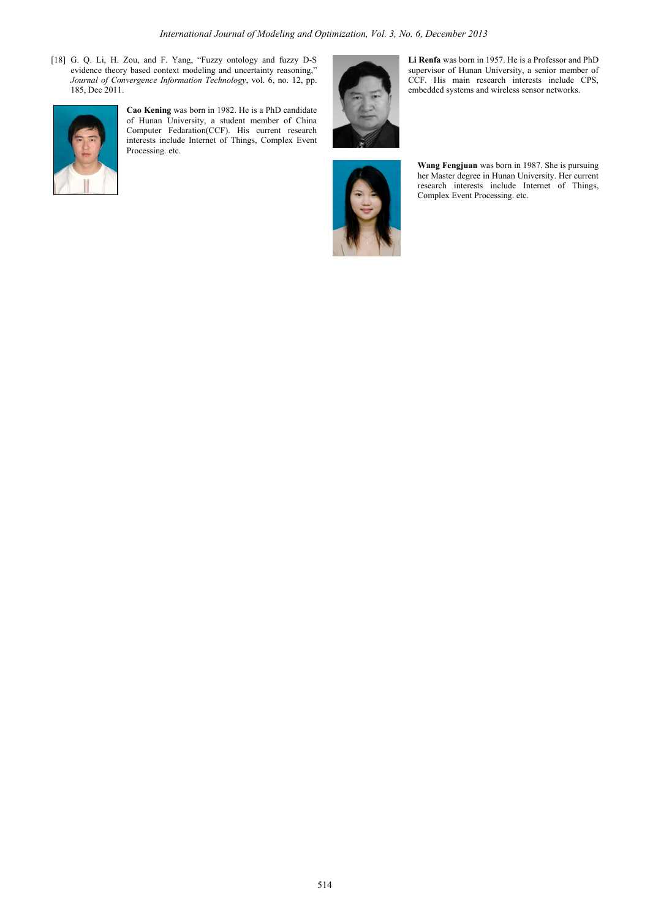[18] G. Q. Li, H. Zou, and F. Yang, "Fuzzy ontology and fuzzy D-S evidence theory based context modeling and uncertainty reasoning," *Journal of Convergence Information Technology*, vol. 6, no. 12, pp. 185, Dec 2011.

**Cao Kening** was born in 1982. He is a PhD candidate of Hunan University, a student member of China Computer Fedaration(CCF). His current research interests include Internet of Things, Complex Event Processing. etc.

**Li Renfa** was born in 1957. He is a Professor and PhD supervisor of Hunan University, a senior member of CCF. His main research interests include CPS, embedded systems and wireless sensor networks.

**Wang Fengjuan** was born in 1987. She is pursuing her Master degree in Hunan University. Her current research interests include Internet of Things, Complex Event Processing. etc.